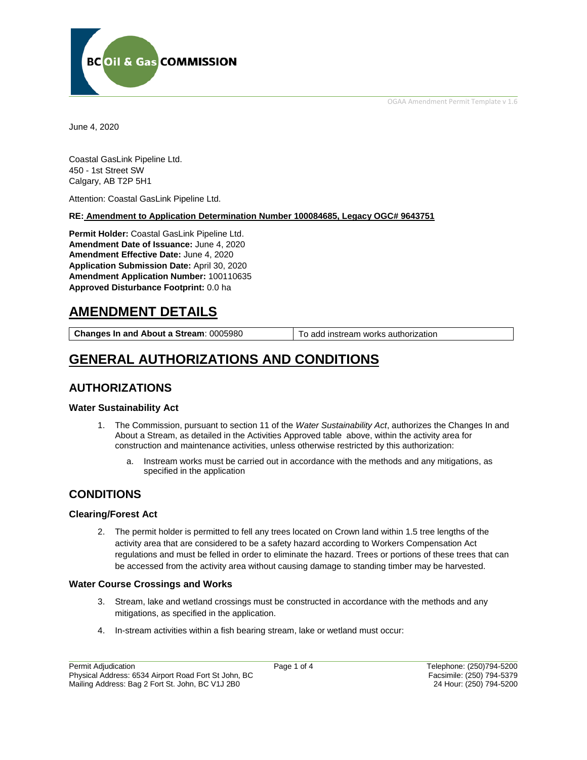June 4, 2020

Coastal GasLink Pipeline Ltd.
450 - 1st Street SW
Calgary, AB T2P 5H1

Attention: Coastal GasLink Pipeline Ltd.

**RE: Amendment to Application Determination Number 100084685, Legacy OGC# 9643751**

**Permit Holder:** Coastal GasLink Pipeline Ltd.
**Amendment Date of Issuance:** June 4, 2020
**Amendment Effective Date:** June 4, 2020
**Application Submission Date:** April 30, 2020
**Amendment Application Number:** 100110635
**Approved Disturbance Footprint:** 0.0 ha

# AMENDMENT DETAILS

| **Changes In and About a Stream**: 0005980 | To add instream works authorization |
|---|---|

# GENERAL AUTHORIZATIONS AND CONDITIONS

## AUTHORIZATIONS

### Water Sustainability Act

1. The Commission, pursuant to section 11 of the *Water Sustainability Act*, authorizes the Changes In and About a Stream, as detailed in the Activities Approved table above, within the activity area for construction and maintenance activities, unless otherwise restricted by this authorization:

   a. Instream works must be carried out in accordance with the methods and any mitigations, as specified in the application

## CONDITIONS

### Clearing/Forest Act

2. The permit holder is permitted to fell any trees located on Crown land within 1.5 tree lengths of the activity area that are considered to be a safety hazard according to Workers Compensation Act regulations and must be felled in order to eliminate the hazard. Trees or portions of these trees that can be accessed from the activity area without causing damage to standing timber may be harvested.

### Water Course Crossings and Works

3. Stream, lake and wetland crossings must be constructed in accordance with the methods and any mitigations, as specified in the application.

4. In-stream activities within a fish bearing stream, lake or wetland must occur: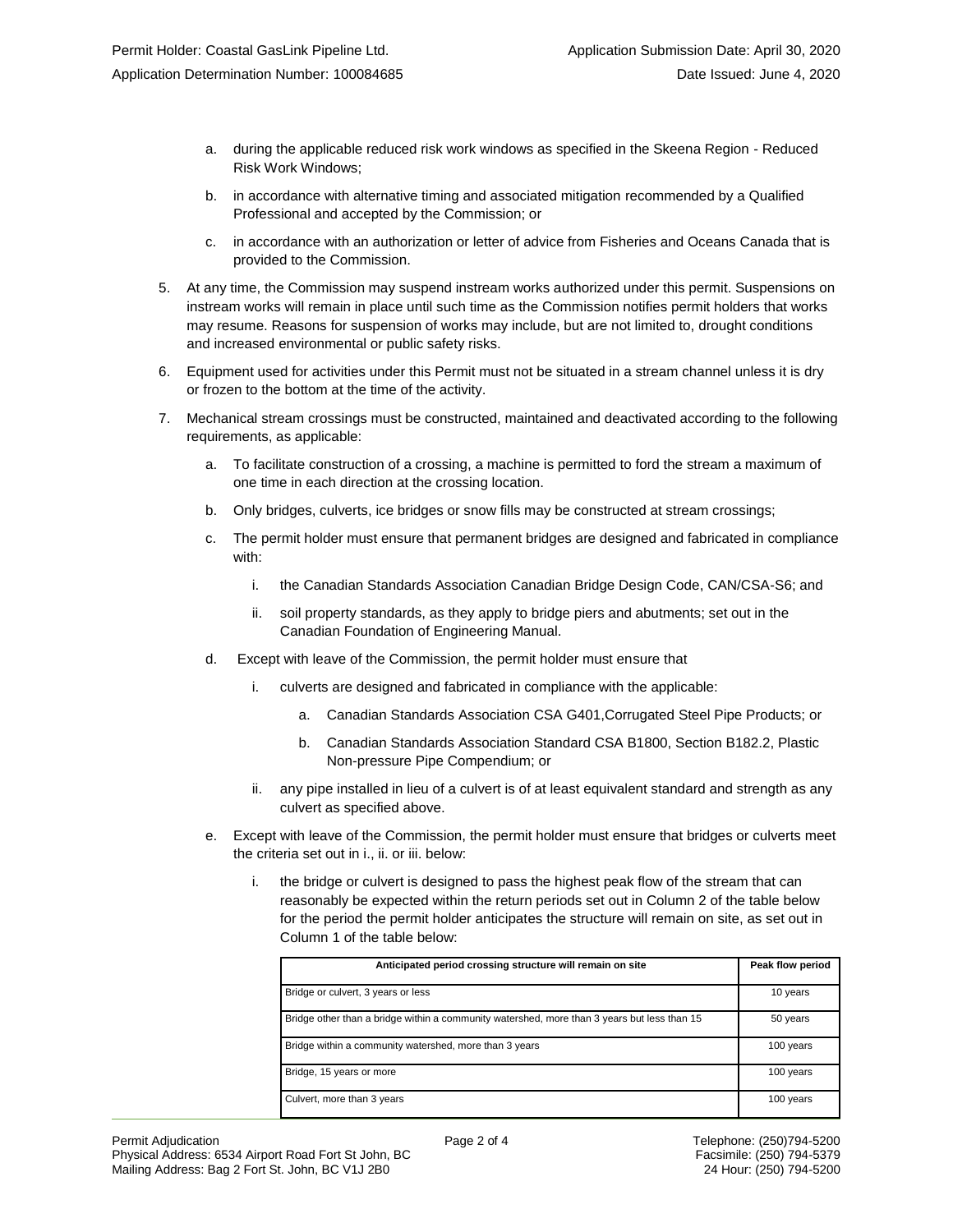a. during the applicable reduced risk work windows as specified in the Skeena Region - Reduced Risk Work Windows;

b. in accordance with alternative timing and associated mitigation recommended by a Qualified Professional and accepted by the Commission; or

c. in accordance with an authorization or letter of advice from Fisheries and Oceans Canada that is provided to the Commission.

5. At any time, the Commission may suspend instream works authorized under this permit. Suspensions on instream works will remain in place until such time as the Commission notifies permit holders that works may resume. Reasons for suspension of works may include, but are not limited to, drought conditions and increased environmental or public safety risks.

6. Equipment used for activities under this Permit must not be situated in a stream channel unless it is dry or frozen to the bottom at the time of the activity.

7. Mechanical stream crossings must be constructed, maintained and deactivated according to the following requirements, as applicable:

   a. To facilitate construction of a crossing, a machine is permitted to ford the stream a maximum of one time in each direction at the crossing location.

   b. Only bridges, culverts, ice bridges or snow fills may be constructed at stream crossings;

   c. The permit holder must ensure that permanent bridges are designed and fabricated in compliance with:

      i. the Canadian Standards Association Canadian Bridge Design Code, CAN/CSA-S6; and

      ii. soil property standards, as they apply to bridge piers and abutments; set out in the Canadian Foundation of Engineering Manual.

   d. Except with leave of the Commission, the permit holder must ensure that

      i. culverts are designed and fabricated in compliance with the applicable:

         a. Canadian Standards Association CSA G401,Corrugated Steel Pipe Products; or

         b. Canadian Standards Association Standard CSA B1800, Section B182.2, Plastic Non-pressure Pipe Compendium; or

      ii. any pipe installed in lieu of a culvert is of at least equivalent standard and strength as any culvert as specified above.

   e. Except with leave of the Commission, the permit holder must ensure that bridges or culverts meet the criteria set out in i., ii. or iii. below:

      i. the bridge or culvert is designed to pass the highest peak flow of the stream that can reasonably be expected within the return periods set out in Column 2 of the table below for the period the permit holder anticipates the structure will remain on site, as set out in Column 1 of the table below:

| Anticipated period crossing structure will remain on site | Peak flow period |
|---|---|
| Bridge or culvert, 3 years or less | 10 years |
| Bridge other than a bridge within a community watershed, more than 3 years but less than 15 | 50 years |
| Bridge within a community watershed, more than 3 years | 100 years |
| Bridge, 15 years or more | 100 years |
| Culvert, more than 3 years | 100 years |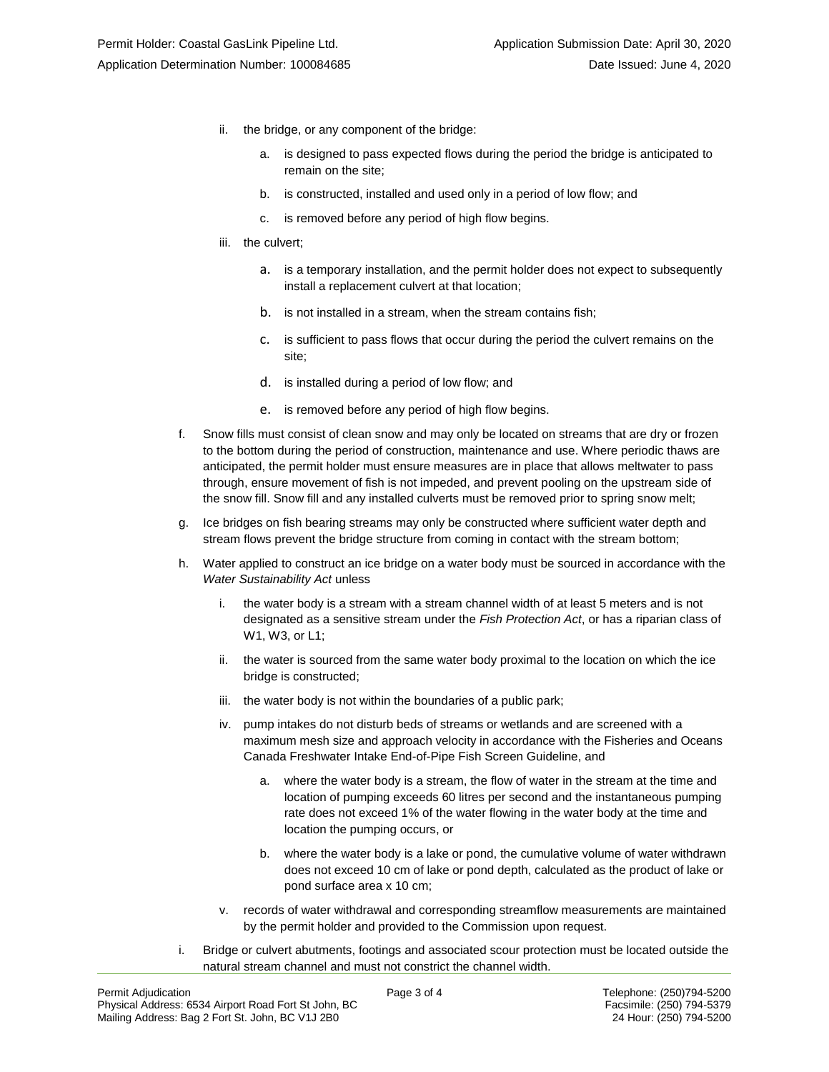ii. the bridge, or any component of the bridge:

   a. is designed to pass expected flows during the period the bridge is anticipated to remain on the site;

   b. is constructed, installed and used only in a period of low flow; and

   c. is removed before any period of high flow begins.

iii. the culvert;

   a. is a temporary installation, and the permit holder does not expect to subsequently install a replacement culvert at that location;

   b. is not installed in a stream, when the stream contains fish;

   c. is sufficient to pass flows that occur during the period the culvert remains on the site;

   d. is installed during a period of low flow; and

   e. is removed before any period of high flow begins.

f. Snow fills must consist of clean snow and may only be located on streams that are dry or frozen to the bottom during the period of construction, maintenance and use. Where periodic thaws are anticipated, the permit holder must ensure measures are in place that allows meltwater to pass through, ensure movement of fish is not impeded, and prevent pooling on the upstream side of the snow fill. Snow fill and any installed culverts must be removed prior to spring snow melt;

g. Ice bridges on fish bearing streams may only be constructed where sufficient water depth and stream flows prevent the bridge structure from coming in contact with the stream bottom;

h. Water applied to construct an ice bridge on a water body must be sourced in accordance with the *Water Sustainability Act* unless

   i. the water body is a stream with a stream channel width of at least 5 meters and is not designated as a sensitive stream under the *Fish Protection Act*, or has a riparian class of W1, W3, or L1;

   ii. the water is sourced from the same water body proximal to the location on which the ice bridge is constructed;

   iii. the water body is not within the boundaries of a public park;

   iv. pump intakes do not disturb beds of streams or wetlands and are screened with a maximum mesh size and approach velocity in accordance with the Fisheries and Oceans Canada Freshwater Intake End-of-Pipe Fish Screen Guideline, and

      a. where the water body is a stream, the flow of water in the stream at the time and location of pumping exceeds 60 litres per second and the instantaneous pumping rate does not exceed 1% of the water flowing in the water body at the time and location the pumping occurs, or

      b. where the water body is a lake or pond, the cumulative volume of water withdrawn does not exceed 10 cm of lake or pond depth, calculated as the product of lake or pond surface area x 10 cm;

   v. records of water withdrawal and corresponding streamflow measurements are maintained by the permit holder and provided to the Commission upon request.

i. Bridge or culvert abutments, footings and associated scour protection must be located outside the natural stream channel and must not constrict the channel width.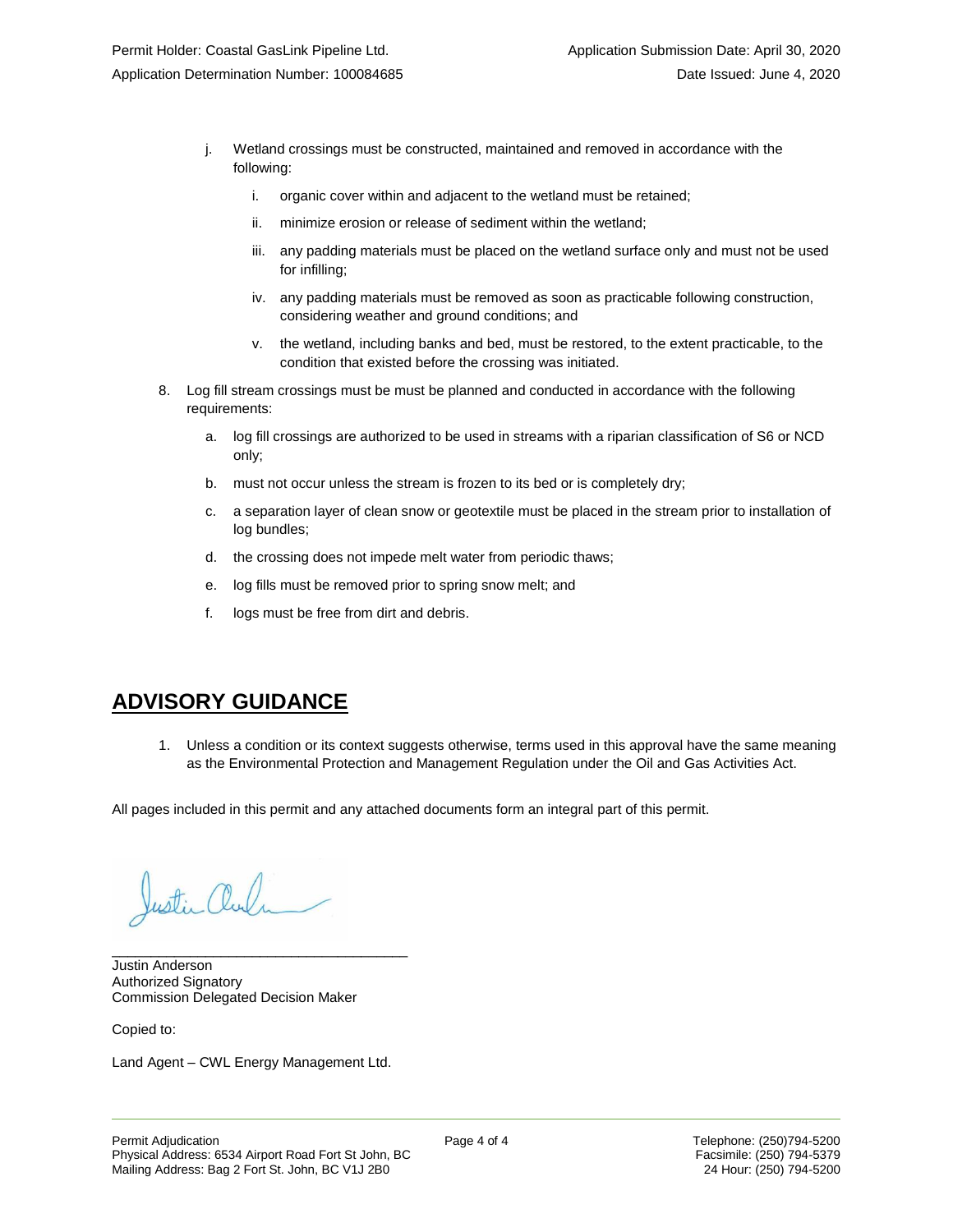j. Wetland crossings must be constructed, maintained and removed in accordance with the following:

   i. organic cover within and adjacent to the wetland must be retained;

   ii. minimize erosion or release of sediment within the wetland;

   iii. any padding materials must be placed on the wetland surface only and must not be used for infilling;

   iv. any padding materials must be removed as soon as practicable following construction, considering weather and ground conditions; and

   v. the wetland, including banks and bed, must be restored, to the extent practicable, to the condition that existed before the crossing was initiated.

8. Log fill stream crossings must be must be planned and conducted in accordance with the following requirements:

   a. log fill crossings are authorized to be used in streams with a riparian classification of S6 or NCD only;

   b. must not occur unless the stream is frozen to its bed or is completely dry;

   c. a separation layer of clean snow or geotextile must be placed in the stream prior to installation of log bundles;

   d. the crossing does not impede melt water from periodic thaws;

   e. log fills must be removed prior to spring snow melt; and

   f. logs must be free from dirt and debris.

## ADVISORY GUIDANCE

1. Unless a condition or its context suggests otherwise, terms used in this approval have the same meaning as the Environmental Protection and Management Regulation under the Oil and Gas Activities Act.

All pages included in this permit and any attached documents form an integral part of this permit.

\_\_\_\_\_\_\_\_\_\_\_\_\_\_\_\_\_\_\_\_\_\_\_\_\_\_\_\_\_\_\_\_\_\_\_\_\_\_

Justin Anderson
Authorized Signatory
Commission Delegated Decision Maker

Copied to:

Land Agent – CWL Energy Management Ltd.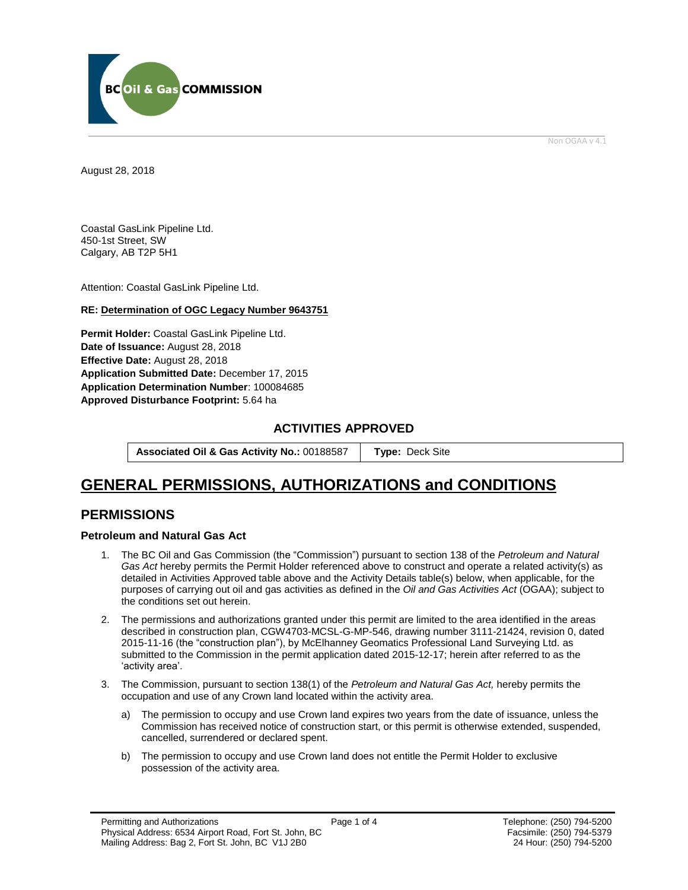BC Oil & Gas COMMISSION

Non OGAA v 4.1

August 28, 2018

Coastal GasLink Pipeline Ltd.
450-1st Street, SW
Calgary, AB T2P 5H1

Attention: Coastal GasLink Pipeline Ltd.

**RE: Determination of OGC Legacy Number 9643751**

**Permit Holder:** Coastal GasLink Pipeline Ltd.
**Date of Issuance:** August 28, 2018
**Effective Date:** August 28, 2018
**Application Submitted Date:** December 17, 2015
**Application Determination Number**: 100084685
**Approved Disturbance Footprint:** 5.64 ha

## ACTIVITIES APPROVED

| **Associated Oil & Gas Activity No.:** 00188587 | **Type:** Deck Site |
|---|---|

# GENERAL PERMISSIONS, AUTHORIZATIONS and CONDITIONS

## PERMISSIONS

### Petroleum and Natural Gas Act

1. The BC Oil and Gas Commission (the "Commission") pursuant to section 138 of the *Petroleum and Natural Gas Act* hereby permits the Permit Holder referenced above to construct and operate a related activity(s) as detailed in Activities Approved table above and the Activity Details table(s) below, when applicable, for the purposes of carrying out oil and gas activities as defined in the *Oil and Gas Activities Act* (OGAA); subject to the conditions set out herein.

2. The permissions and authorizations granted under this permit are limited to the area identified in the areas described in construction plan, CGW4703-MCSL-G-MP-546, drawing number 3111-21424, revision 0, dated 2015-11-16 (the "construction plan"), by McElhanney Geomatics Professional Land Surveying Ltd. as submitted to the Commission in the permit application dated 2015-12-17; herein after referred to as the 'activity area'.

3. The Commission, pursuant to section 138(1) of the *Petroleum and Natural Gas Act,* hereby permits the occupation and use of any Crown land located within the activity area.

   a) The permission to occupy and use Crown land expires two years from the date of issuance, unless the Commission has received notice of construction start, or this permit is otherwise extended, suspended, cancelled, surrendered or declared spent.

   b) The permission to occupy and use Crown land does not entitle the Permit Holder to exclusive possession of the activity area.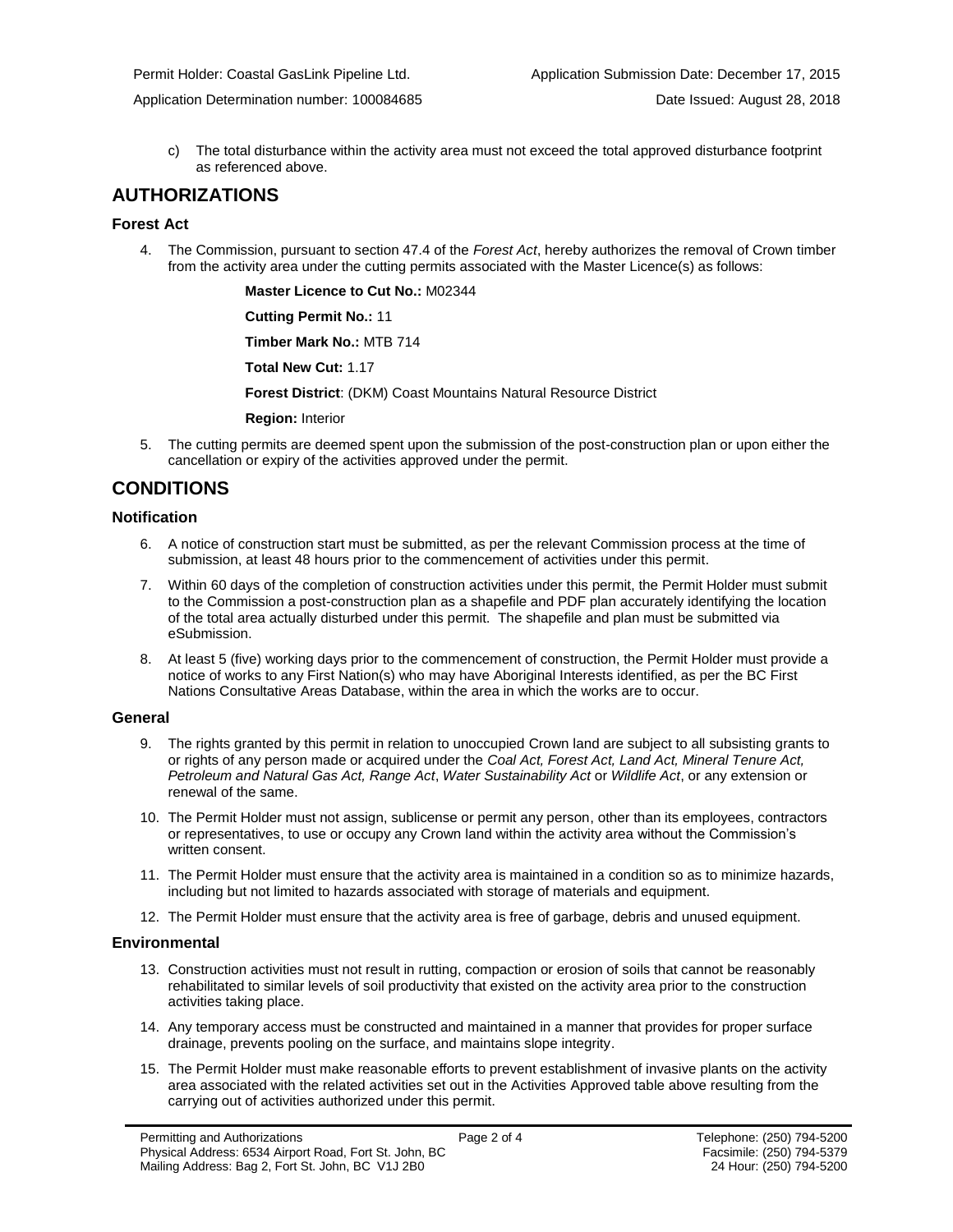c) The total disturbance within the activity area must not exceed the total approved disturbance footprint as referenced above.

## AUTHORIZATIONS

### Forest Act

4. The Commission, pursuant to section 47.4 of the *Forest Act*, hereby authorizes the removal of Crown timber from the activity area under the cutting permits associated with the Master Licence(s) as follows:

   **Master Licence to Cut No.:** M02344

   **Cutting Permit No.:** 11

   **Timber Mark No.:** MTB 714

   **Total New Cut:** 1.17

   **Forest District**: (DKM) Coast Mountains Natural Resource District

   **Region:** Interior

5. The cutting permits are deemed spent upon the submission of the post-construction plan or upon either the cancellation or expiry of the activities approved under the permit.

## CONDITIONS

### Notification

6. A notice of construction start must be submitted, as per the relevant Commission process at the time of submission, at least 48 hours prior to the commencement of activities under this permit.

7. Within 60 days of the completion of construction activities under this permit, the Permit Holder must submit to the Commission a post-construction plan as a shapefile and PDF plan accurately identifying the location of the total area actually disturbed under this permit. The shapefile and plan must be submitted via eSubmission.

8. At least 5 (five) working days prior to the commencement of construction, the Permit Holder must provide a notice of works to any First Nation(s) who may have Aboriginal Interests identified, as per the BC First Nations Consultative Areas Database, within the area in which the works are to occur.

### General

9. The rights granted by this permit in relation to unoccupied Crown land are subject to all subsisting grants to or rights of any person made or acquired under the *Coal Act, Forest Act, Land Act, Mineral Tenure Act, Petroleum and Natural Gas Act, Range Act*, *Water Sustainability Act* or *Wildlife Act*, or any extension or renewal of the same.

10. The Permit Holder must not assign, sublicense or permit any person, other than its employees, contractors or representatives, to use or occupy any Crown land within the activity area without the Commission's written consent.

11. The Permit Holder must ensure that the activity area is maintained in a condition so as to minimize hazards, including but not limited to hazards associated with storage of materials and equipment.

12. The Permit Holder must ensure that the activity area is free of garbage, debris and unused equipment.

### Environmental

13. Construction activities must not result in rutting, compaction or erosion of soils that cannot be reasonably rehabilitated to similar levels of soil productivity that existed on the activity area prior to the construction activities taking place.

14. Any temporary access must be constructed and maintained in a manner that provides for proper surface drainage, prevents pooling on the surface, and maintains slope integrity.

15. The Permit Holder must make reasonable efforts to prevent establishment of invasive plants on the activity area associated with the related activities set out in the Activities Approved table above resulting from the carrying out of activities authorized under this permit.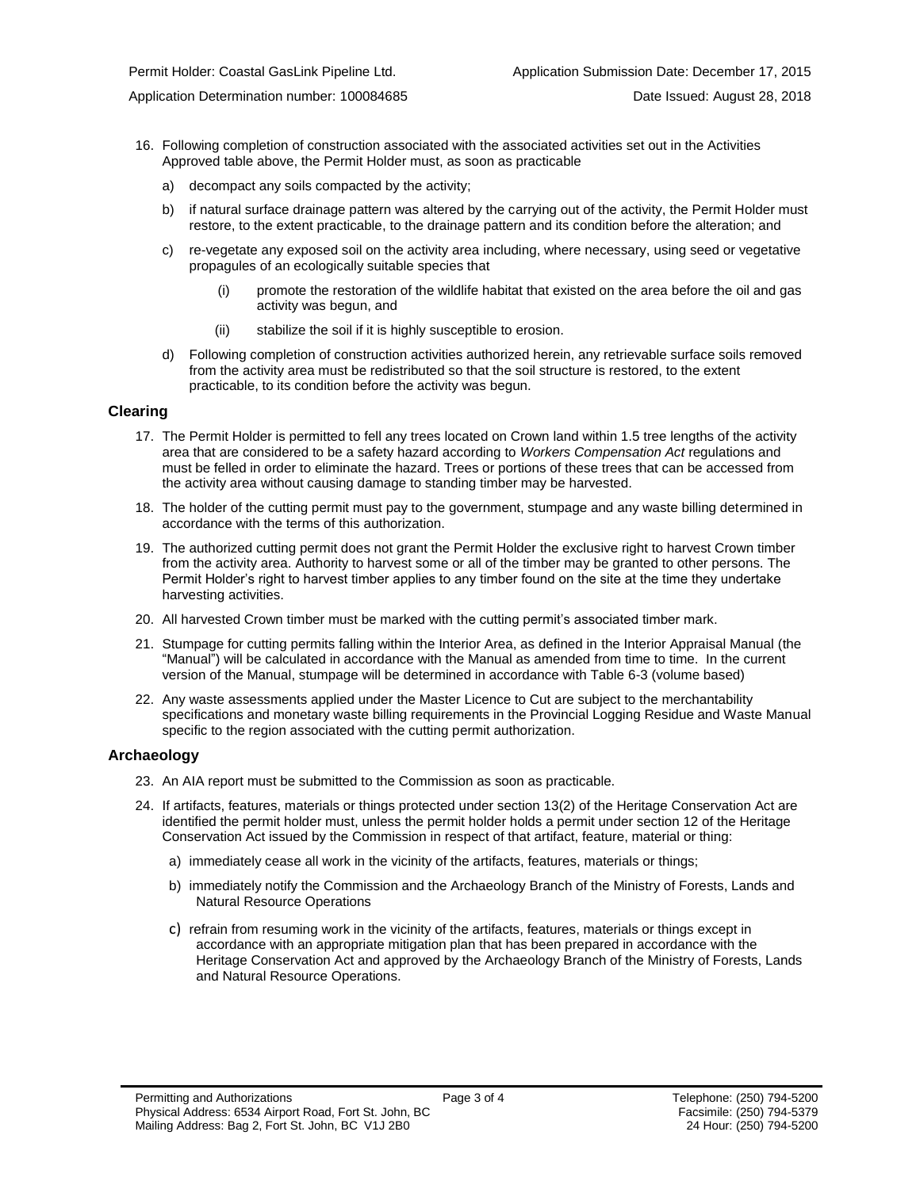16. Following completion of construction associated with the associated activities set out in the Activities Approved table above, the Permit Holder must, as soon as practicable

    a) decompact any soils compacted by the activity;

    b) if natural surface drainage pattern was altered by the carrying out of the activity, the Permit Holder must restore, to the extent practicable, to the drainage pattern and its condition before the alteration; and

    c) re-vegetate any exposed soil on the activity area including, where necessary, using seed or vegetative propagules of an ecologically suitable species that

        (i) promote the restoration of the wildlife habitat that existed on the area before the oil and gas activity was begun, and

        (ii) stabilize the soil if it is highly susceptible to erosion.

    d) Following completion of construction activities authorized herein, any retrievable surface soils removed from the activity area must be redistributed so that the soil structure is restored, to the extent practicable, to its condition before the activity was begun.

### Clearing

17. The Permit Holder is permitted to fell any trees located on Crown land within 1.5 tree lengths of the activity area that are considered to be a safety hazard according to *Workers Compensation Act* regulations and must be felled in order to eliminate the hazard. Trees or portions of these trees that can be accessed from the activity area without causing damage to standing timber may be harvested.

18. The holder of the cutting permit must pay to the government, stumpage and any waste billing determined in accordance with the terms of this authorization.

19. The authorized cutting permit does not grant the Permit Holder the exclusive right to harvest Crown timber from the activity area. Authority to harvest some or all of the timber may be granted to other persons. The Permit Holder's right to harvest timber applies to any timber found on the site at the time they undertake harvesting activities.

20. All harvested Crown timber must be marked with the cutting permit's associated timber mark.

21. Stumpage for cutting permits falling within the Interior Area, as defined in the Interior Appraisal Manual (the "Manual") will be calculated in accordance with the Manual as amended from time to time. In the current version of the Manual, stumpage will be determined in accordance with Table 6-3 (volume based)

22. Any waste assessments applied under the Master Licence to Cut are subject to the merchantability specifications and monetary waste billing requirements in the Provincial Logging Residue and Waste Manual specific to the region associated with the cutting permit authorization.

### Archaeology

23. An AIA report must be submitted to the Commission as soon as practicable.

24. If artifacts, features, materials or things protected under section 13(2) of the Heritage Conservation Act are identified the permit holder must, unless the permit holder holds a permit under section 12 of the Heritage Conservation Act issued by the Commission in respect of that artifact, feature, material or thing:

    a) immediately cease all work in the vicinity of the artifacts, features, materials or things;

    b) immediately notify the Commission and the Archaeology Branch of the Ministry of Forests, Lands and Natural Resource Operations

    c) refrain from resuming work in the vicinity of the artifacts, features, materials or things except in accordance with an appropriate mitigation plan that has been prepared in accordance with the Heritage Conservation Act and approved by the Archaeology Branch of the Ministry of Forests, Lands and Natural Resource Operations.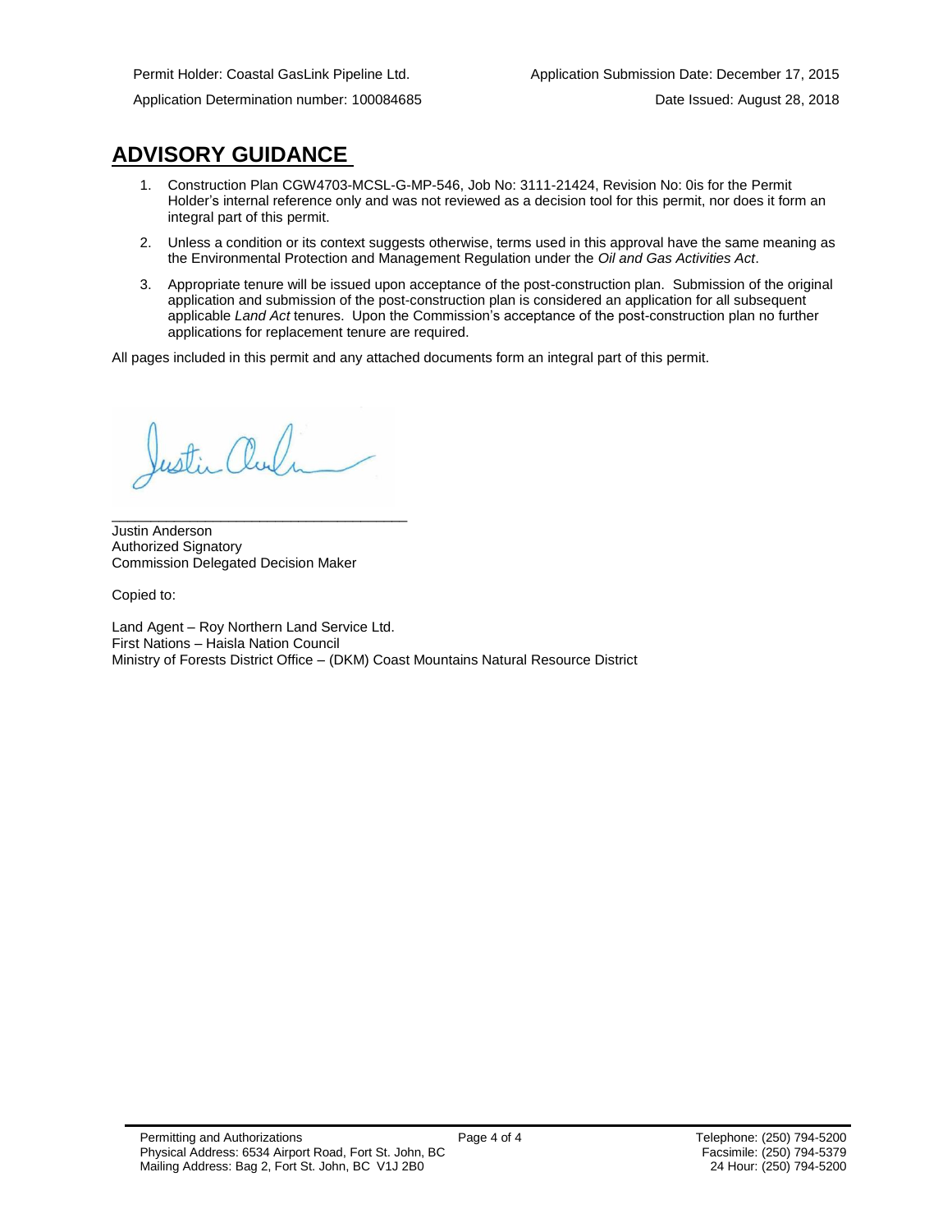Permit Holder: Coastal GasLink Pipeline Ltd.
Application Determination number: 100084685

Application Submission Date: December 17, 2015
Date Issued: August 28, 2018

# ADVISORY GUIDANCE

1. Construction Plan CGW4703-MCSL-G-MP-546, Job No: 3111-21424, Revision No: 0is for the Permit Holder's internal reference only and was not reviewed as a decision tool for this permit, nor does it form an integral part of this permit.
2. Unless a condition or its context suggests otherwise, terms used in this approval have the same meaning as the Environmental Protection and Management Regulation under the *Oil and Gas Activities Act*.
3. Appropriate tenure will be issued upon acceptance of the post-construction plan. Submission of the original application and submission of the post-construction plan is considered an application for all subsequent applicable *Land Act* tenures. Upon the Commission's acceptance of the post-construction plan no further applications for replacement tenure are required.

All pages included in this permit and any attached documents form an integral part of this permit.

_____________________________________
Justin Anderson
Authorized Signatory
Commission Delegated Decision Maker

Copied to:

Land Agent – Roy Northern Land Service Ltd.
First Nations – Haisla Nation Council
Ministry of Forests District Office – (DKM) Coast Mountains Natural Resource District